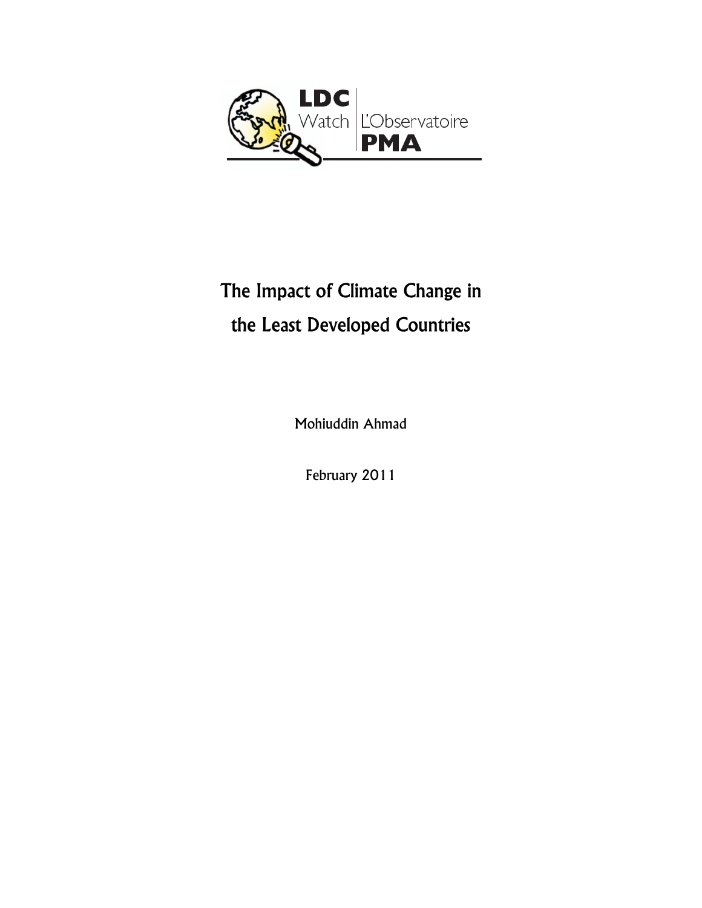LDC Watch | L'Observatoire PMA

# The Impact of Climate Change in the Least Developed Countries

Mohiuddin Ahmad

February 2011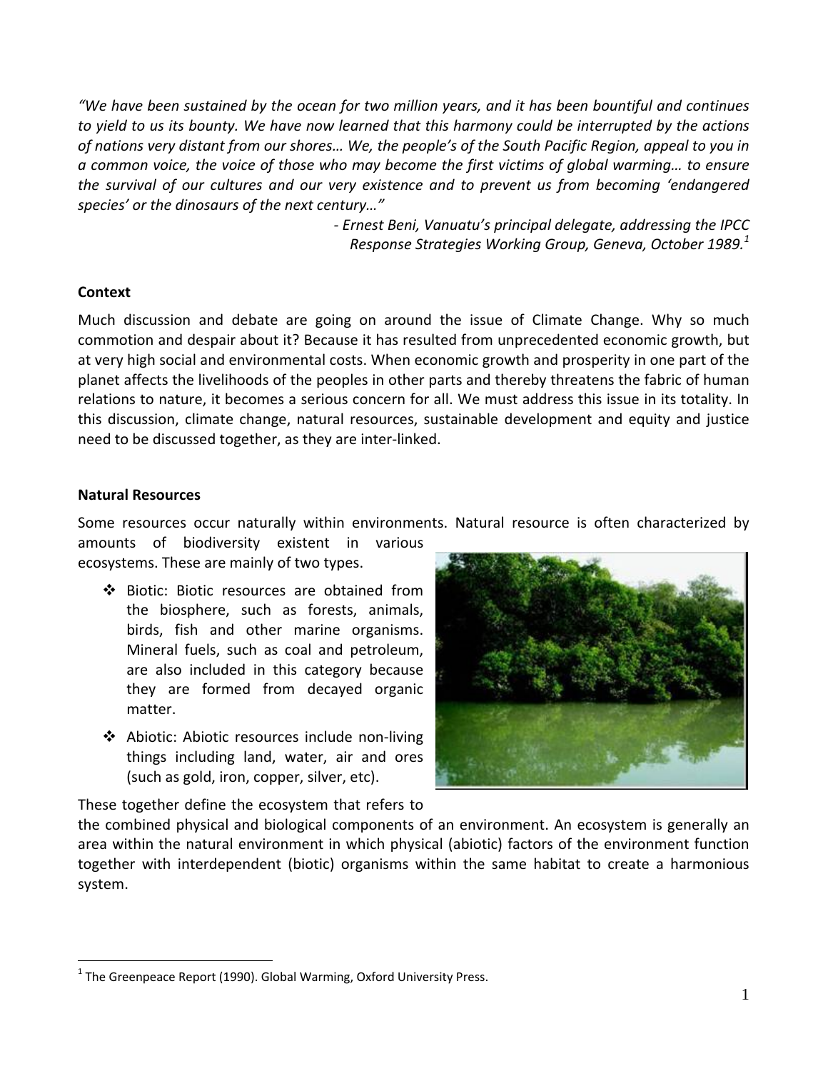*"We have been sustained by the ocean for two million years, and it has been bountiful and continues to yield to us its bounty. We have now learned that this harmony could be interrupted by the actions of nations very distant from our shores… We, the people's of the South Pacific Region, appeal to you in a common voice, the voice of those who may become the first victims of global warming… to ensure the survival of our cultures and our very existence and to prevent us from becoming 'endangered species' or the dinosaurs of the next century…"*

*- Ernest Beni, Vanuatu's principal delegate, addressing the IPCC Response Strategies Working Group, Geneva, October 1989.*[1]

**Context**

Much discussion and debate are going on around the issue of Climate Change. Why so much commotion and despair about it? Because it has resulted from unprecedented economic growth, but at very high social and environmental costs. When economic growth and prosperity in one part of the planet affects the livelihoods of the peoples in other parts and thereby threatens the fabric of human relations to nature, it becomes a serious concern for all. We must address this issue in its totality. In this discussion, climate change, natural resources, sustainable development and equity and justice need to be discussed together, as they are inter-linked.

**Natural Resources**

Some resources occur naturally within environments. Natural resource is often characterized by amounts of biodiversity existent in various ecosystems. These are mainly of two types.

- Biotic: Biotic resources are obtained from the biosphere, such as forests, animals, birds, fish and other marine organisms. Mineral fuels, such as coal and petroleum, are also included in this category because they are formed from decayed organic matter.
- Abiotic: Abiotic resources include non-living things including land, water, air and ores (such as gold, iron, copper, silver, etc).

These together define the ecosystem that refers to the combined physical and biological components of an environment. An ecosystem is generally an area within the natural environment in which physical (abiotic) factors of the environment function together with interdependent (biotic) organisms within the same habitat to create a harmonious system.

[1] The Greenpeace Report (1990). Global Warming, Oxford University Press.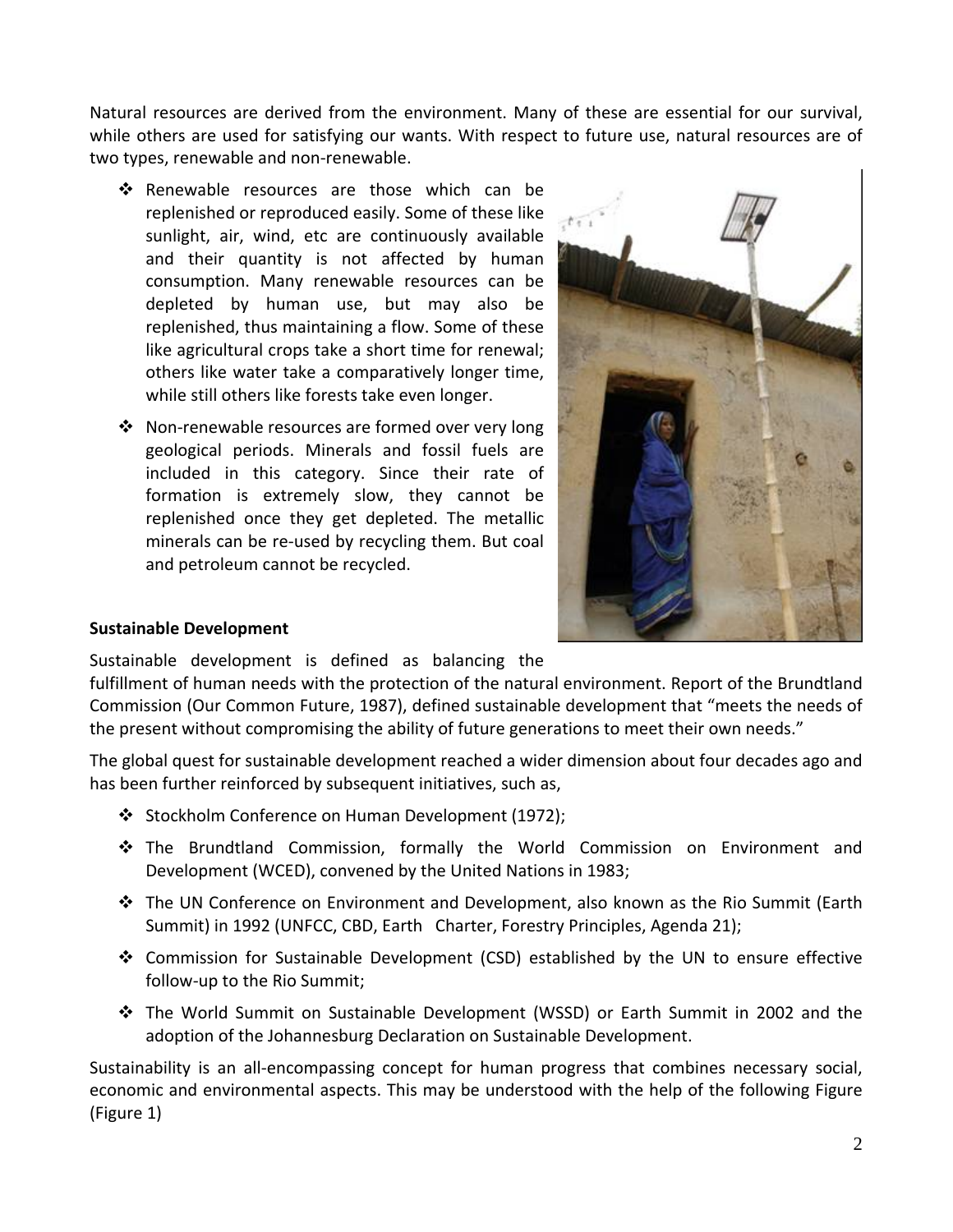Natural resources are derived from the environment. Many of these are essential for our survival, while others are used for satisfying our wants. With respect to future use, natural resources are of two types, renewable and non-renewable.

- Renewable resources are those which can be replenished or reproduced easily. Some of these like sunlight, air, wind, etc are continuously available and their quantity is not affected by human consumption. Many renewable resources can be depleted by human use, but may also be replenished, thus maintaining a flow. Some of these like agricultural crops take a short time for renewal; others like water take a comparatively longer time, while still others like forests take even longer.
- Non-renewable resources are formed over very long geological periods. Minerals and fossil fuels are included in this category. Since their rate of formation is extremely slow, they cannot be replenished once they get depleted. The metallic minerals can be re-used by recycling them. But coal and petroleum cannot be recycled.

**Sustainable Development**

Sustainable development is defined as balancing the fulfillment of human needs with the protection of the natural environment. Report of the Brundtland Commission (Our Common Future, 1987), defined sustainable development that "meets the needs of the present without compromising the ability of future generations to meet their own needs."

The global quest for sustainable development reached a wider dimension about four decades ago and has been further reinforced by subsequent initiatives, such as,

- Stockholm Conference on Human Development (1972);
- The Brundtland Commission, formally the World Commission on Environment and Development (WCED), convened by the United Nations in 1983;
- The UN Conference on Environment and Development, also known as the Rio Summit (Earth Summit) in 1992 (UNFCC, CBD, Earth Charter, Forestry Principles, Agenda 21);
- Commission for Sustainable Development (CSD) established by the UN to ensure effective follow-up to the Rio Summit;
- The World Summit on Sustainable Development (WSSD) or Earth Summit in 2002 and the adoption of the Johannesburg Declaration on Sustainable Development.

Sustainability is an all-encompassing concept for human progress that combines necessary social, economic and environmental aspects. This may be understood with the help of the following Figure (Figure 1)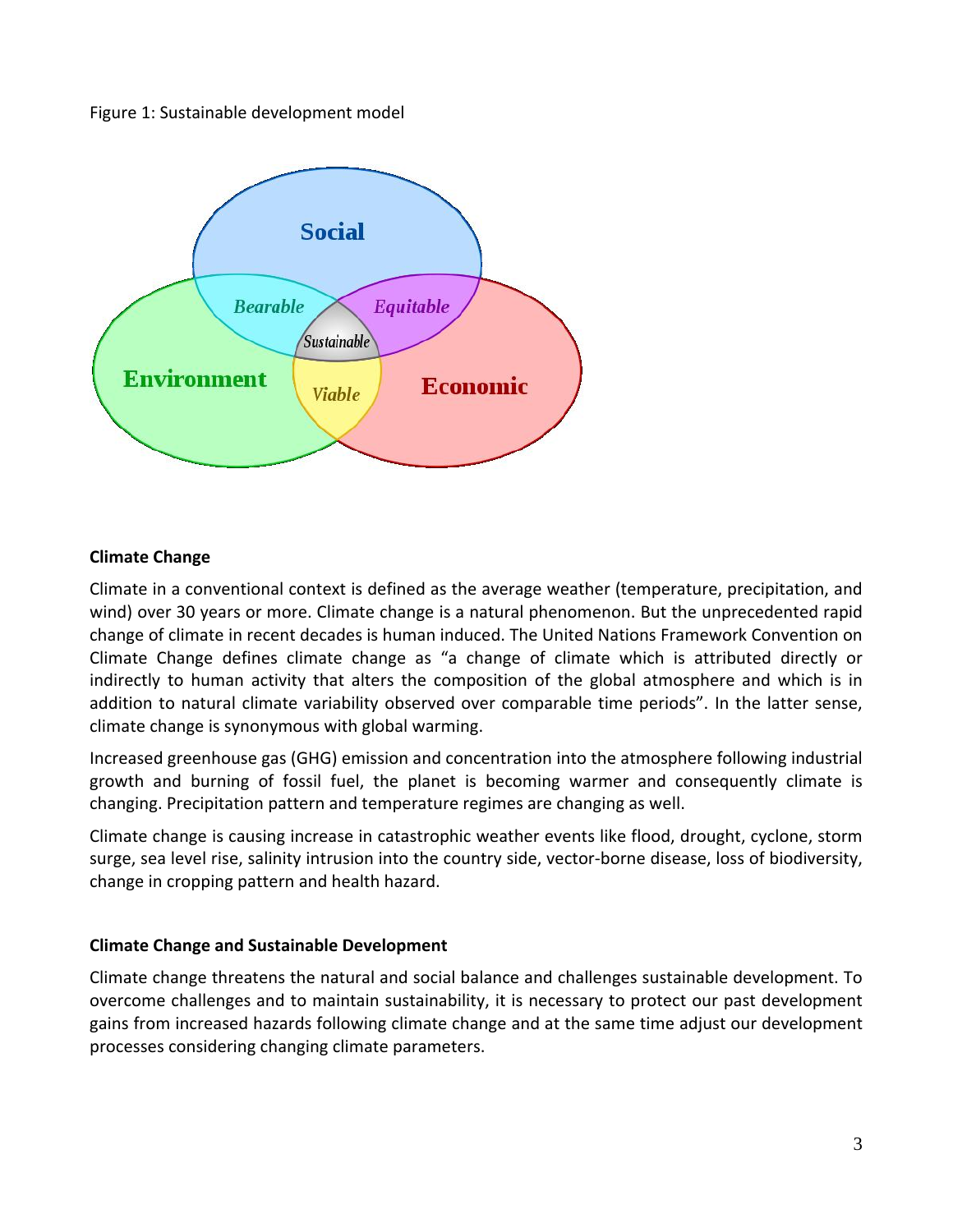Figure 1: Sustainable development model

**Climate Change**

Climate in a conventional context is defined as the average weather (temperature, precipitation, and wind) over 30 years or more. Climate change is a natural phenomenon. But the unprecedented rapid change of climate in recent decades is human induced. The United Nations Framework Convention on Climate Change defines climate change as "a change of climate which is attributed directly or indirectly to human activity that alters the composition of the global atmosphere and which is in addition to natural climate variability observed over comparable time periods". In the latter sense, climate change is synonymous with global warming.

Increased greenhouse gas (GHG) emission and concentration into the atmosphere following industrial growth and burning of fossil fuel, the planet is becoming warmer and consequently climate is changing. Precipitation pattern and temperature regimes are changing as well.

Climate change is causing increase in catastrophic weather events like flood, drought, cyclone, storm surge, sea level rise, salinity intrusion into the country side, vector-borne disease, loss of biodiversity, change in cropping pattern and health hazard.

**Climate Change and Sustainable Development**

Climate change threatens the natural and social balance and challenges sustainable development. To overcome challenges and to maintain sustainability, it is necessary to protect our past development gains from increased hazards following climate change and at the same time adjust our development processes considering changing climate parameters.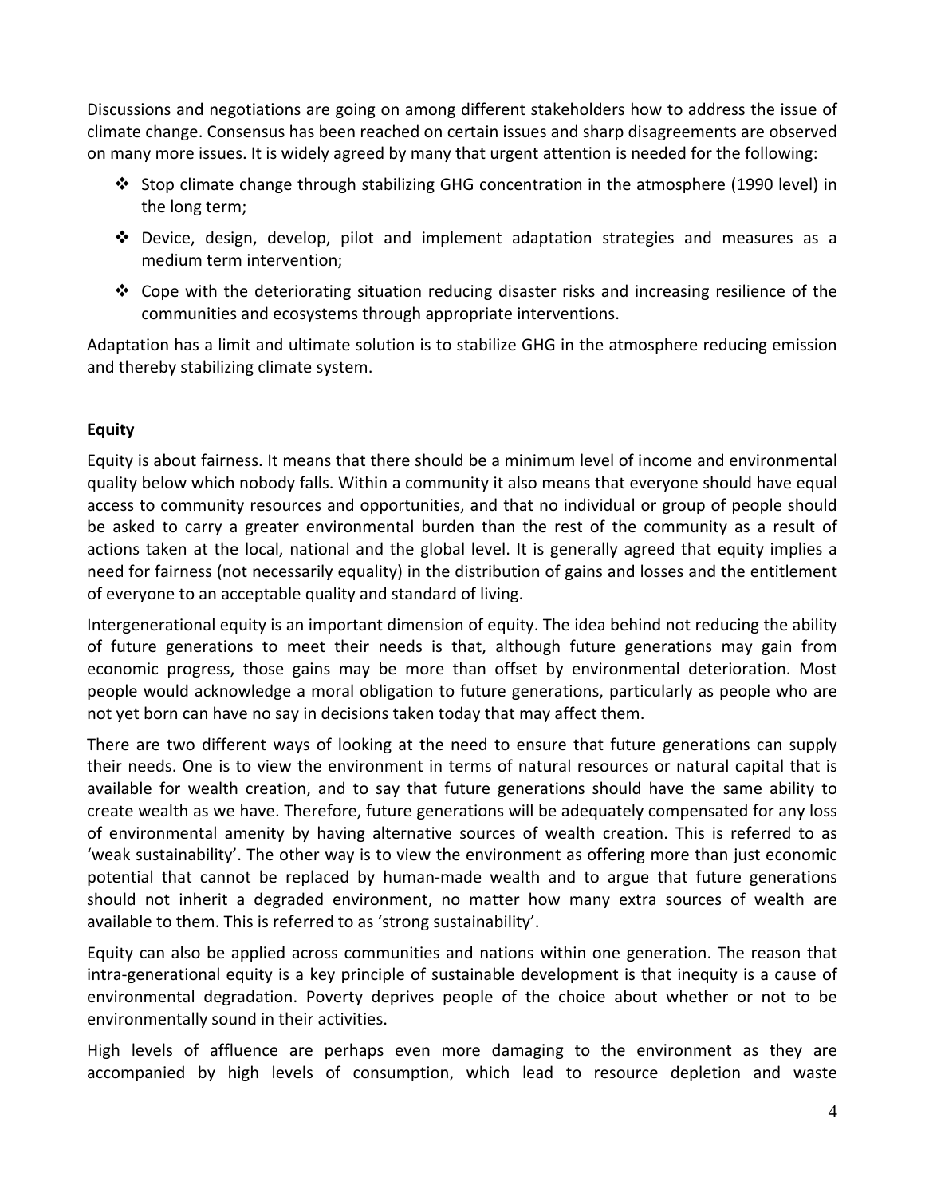Discussions and negotiations are going on among different stakeholders how to address the issue of climate change. Consensus has been reached on certain issues and sharp disagreements are observed on many more issues. It is widely agreed by many that urgent attention is needed for the following:

- Stop climate change through stabilizing GHG concentration in the atmosphere (1990 level) in the long term;
- Device, design, develop, pilot and implement adaptation strategies and measures as a medium term intervention;
- Cope with the deteriorating situation reducing disaster risks and increasing resilience of the communities and ecosystems through appropriate interventions.

Adaptation has a limit and ultimate solution is to stabilize GHG in the atmosphere reducing emission and thereby stabilizing climate system.

**Equity**

Equity is about fairness. It means that there should be a minimum level of income and environmental quality below which nobody falls. Within a community it also means that everyone should have equal access to community resources and opportunities, and that no individual or group of people should be asked to carry a greater environmental burden than the rest of the community as a result of actions taken at the local, national and the global level. It is generally agreed that equity implies a need for fairness (not necessarily equality) in the distribution of gains and losses and the entitlement of everyone to an acceptable quality and standard of living.

Intergenerational equity is an important dimension of equity. The idea behind not reducing the ability of future generations to meet their needs is that, although future generations may gain from economic progress, those gains may be more than offset by environmental deterioration. Most people would acknowledge a moral obligation to future generations, particularly as people who are not yet born can have no say in decisions taken today that may affect them.

There are two different ways of looking at the need to ensure that future generations can supply their needs. One is to view the environment in terms of natural resources or natural capital that is available for wealth creation, and to say that future generations should have the same ability to create wealth as we have. Therefore, future generations will be adequately compensated for any loss of environmental amenity by having alternative sources of wealth creation. This is referred to as 'weak sustainability'. The other way is to view the environment as offering more than just economic potential that cannot be replaced by human-made wealth and to argue that future generations should not inherit a degraded environment, no matter how many extra sources of wealth are available to them. This is referred to as 'strong sustainability'.

Equity can also be applied across communities and nations within one generation. The reason that intra-generational equity is a key principle of sustainable development is that inequity is a cause of environmental degradation. Poverty deprives people of the choice about whether or not to be environmentally sound in their activities.

High levels of affluence are perhaps even more damaging to the environment as they are accompanied by high levels of consumption, which lead to resource depletion and waste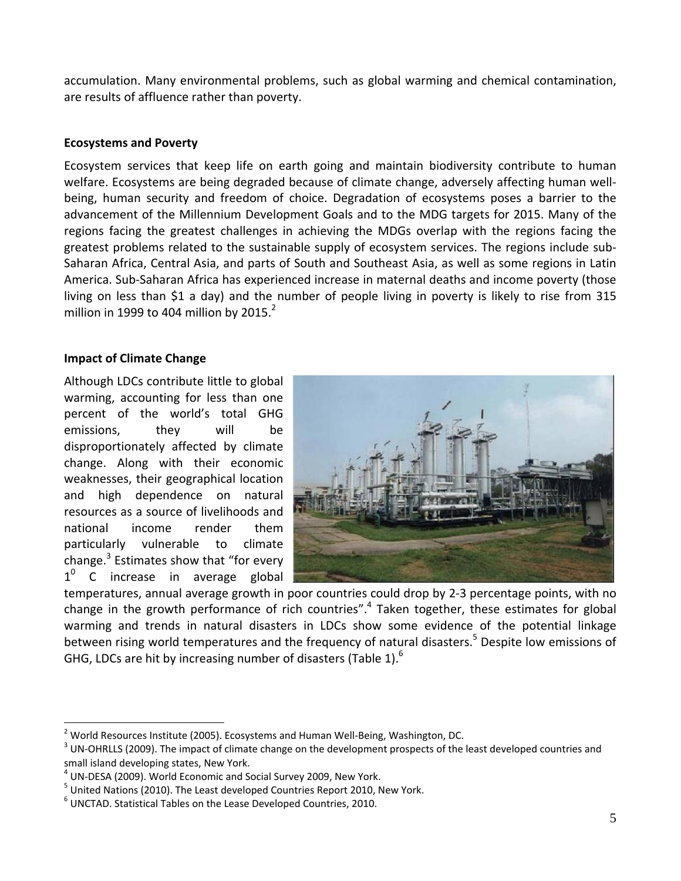accumulation. Many environmental problems, such as global warming and chemical contamination, are results of affluence rather than poverty.

**Ecosystems and Poverty**

Ecosystem services that keep life on earth going and maintain biodiversity contribute to human welfare. Ecosystems are being degraded because of climate change, adversely affecting human well-being, human security and freedom of choice. Degradation of ecosystems poses a barrier to the advancement of the Millennium Development Goals and to the MDG targets for 2015. Many of the regions facing the greatest challenges in achieving the MDGs overlap with the regions facing the greatest problems related to the sustainable supply of ecosystem services. The regions include sub-Saharan Africa, Central Asia, and parts of South and Southeast Asia, as well as some regions in Latin America. Sub-Saharan Africa has experienced increase in maternal deaths and income poverty (those living on less than $1 a day) and the number of people living in poverty is likely to rise from 315 million in 1999 to 404 million by 2015.[2]

**Impact of Climate Change**

Although LDCs contribute little to global warming, accounting for less than one percent of the world's total GHG emissions, they will be disproportionately affected by climate change. Along with their economic weaknesses, their geographical location and high dependence on natural resources as a source of livelihoods and national income render them particularly vulnerable to climate change.[3] Estimates show that "for every $1^0$ C increase in average global temperatures, annual average growth in poor countries could drop by 2-3 percentage points, with no change in the growth performance of rich countries".[4] Taken together, these estimates for global warming and trends in natural disasters in LDCs show some evidence of the potential linkage between rising world temperatures and the frequency of natural disasters.[5] Despite low emissions of GHG, LDCs are hit by increasing number of disasters (Table 1).[6]

---

[2] World Resources Institute (2005). Ecosystems and Human Well-Being, Washington, DC.

[3] UN-OHRLLS (2009). The impact of climate change on the development prospects of the least developed countries and small island developing states, New York.

[4] UN-DESA (2009). World Economic and Social Survey 2009, New York.

[5] United Nations (2010). The Least developed Countries Report 2010, New York.

[6] UNCTAD. Statistical Tables on the Lease Developed Countries, 2010.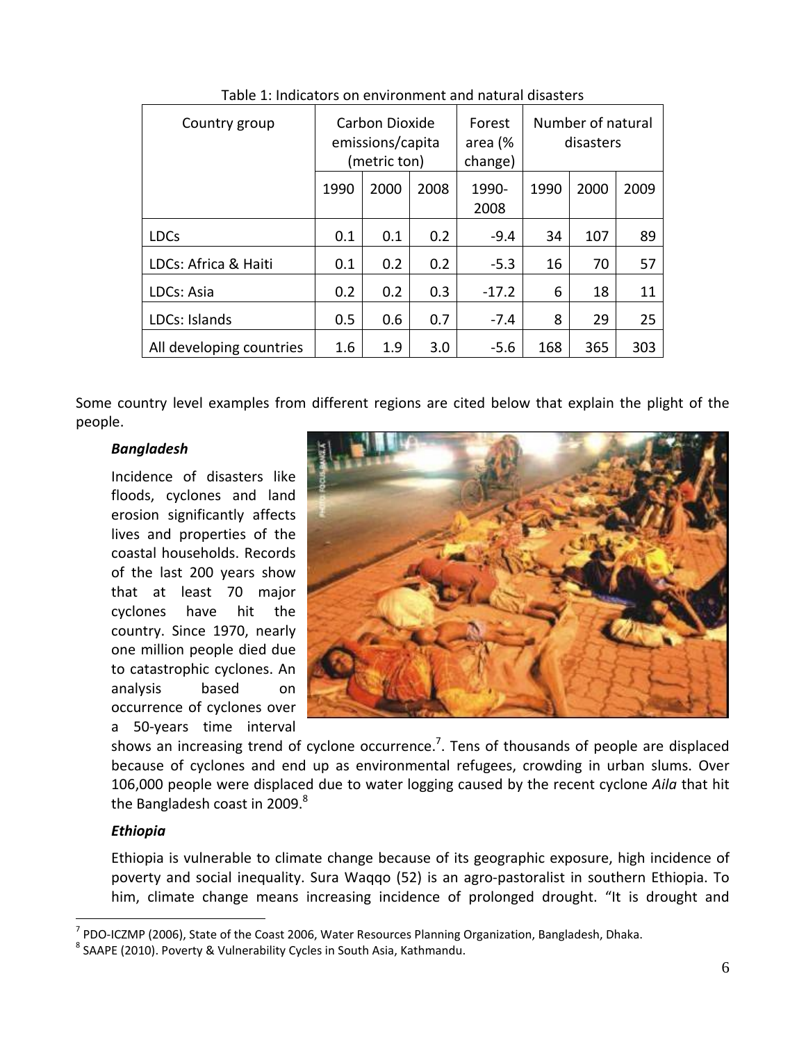Table 1: Indicators on environment and natural disasters

| Country group | Carbon Dioxide emissions/capita (metric ton) | | | Forest area (% change) | Number of natural disasters | | |
|---|---|---|---|---|---|---|---|
| | 1990 | 2000 | 2008 | 1990-2008 | 1990 | 2000 | 2009 |
| LDCs | 0.1 | 0.1 | 0.2 | -9.4 | 34 | 107 | 89 |
| LDCs: Africa & Haiti | 0.1 | 0.2 | 0.2 | -5.3 | 16 | 70 | 57 |
| LDCs: Asia | 0.2 | 0.2 | 0.3 | -17.2 | 6 | 18 | 11 |
| LDCs: Islands | 0.5 | 0.6 | 0.7 | -7.4 | 8 | 29 | 25 |
| All developing countries | 1.6 | 1.9 | 3.0 | -5.6 | 168 | 365 | 303 |

Some country level examples from different regions are cited below that explain the plight of the people.

***Bangladesh***

Incidence of disasters like floods, cyclones and land erosion significantly affects lives and properties of the coastal households. Records of the last 200 years show that at least 70 major cyclones have hit the country. Since 1970, nearly one million people died due to catastrophic cyclones. An analysis based on occurrence of cyclones over a 50-years time interval shows an increasing trend of cyclone occurrence.[7]. Tens of thousands of people are displaced because of cyclones and end up as environmental refugees, crowding in urban slums. Over 106,000 people were displaced due to water logging caused by the recent cyclone *Aila* that hit the Bangladesh coast in 2009.[8]

***Ethiopia***

Ethiopia is vulnerable to climate change because of its geographic exposure, high incidence of poverty and social inequality. Sura Waqqo (52) is an agro-pastoralist in southern Ethiopia. To him, climate change means increasing incidence of prolonged drought. "It is drought and

[7] PDO-ICZMP (2006), State of the Coast 2006, Water Resources Planning Organization, Bangladesh, Dhaka.

[8] SAAPE (2010). Poverty & Vulnerability Cycles in South Asia, Kathmandu.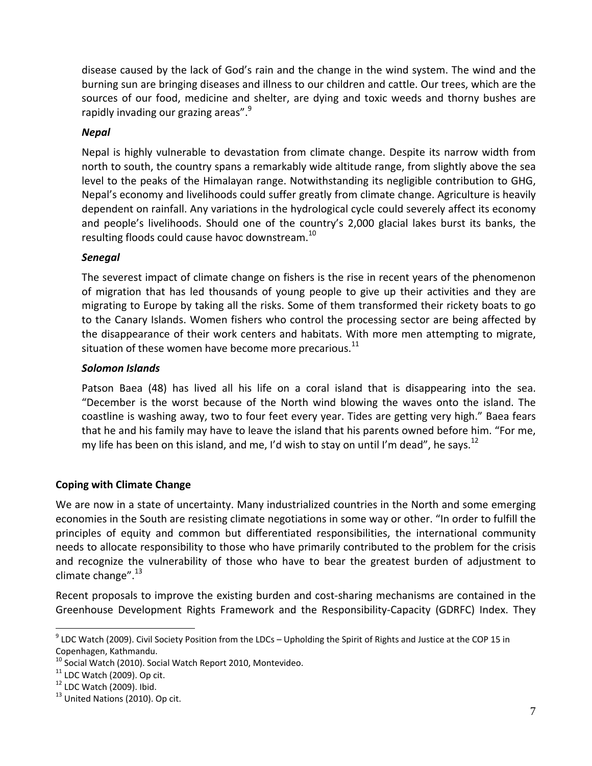disease caused by the lack of God's rain and the change in the wind system. The wind and the burning sun are bringing diseases and illness to our children and cattle. Our trees, which are the sources of our food, medicine and shelter, are dying and toxic weeds and thorny bushes are rapidly invading our grazing areas".[9]

***Nepal***

Nepal is highly vulnerable to devastation from climate change. Despite its narrow width from north to south, the country spans a remarkably wide altitude range, from slightly above the sea level to the peaks of the Himalayan range. Notwithstanding its negligible contribution to GHG, Nepal's economy and livelihoods could suffer greatly from climate change. Agriculture is heavily dependent on rainfall. Any variations in the hydrological cycle could severely affect its economy and people's livelihoods. Should one of the country's 2,000 glacial lakes burst its banks, the resulting floods could cause havoc downstream.[10]

***Senegal***

The severest impact of climate change on fishers is the rise in recent years of the phenomenon of migration that has led thousands of young people to give up their activities and they are migrating to Europe by taking all the risks. Some of them transformed their rickety boats to go to the Canary Islands. Women fishers who control the processing sector are being affected by the disappearance of their work centers and habitats. With more men attempting to migrate, situation of these women have become more precarious.[11]

***Solomon Islands***

Patson Baea (48) has lived all his life on a coral island that is disappearing into the sea. "December is the worst because of the North wind blowing the waves onto the island. The coastline is washing away, two to four feet every year. Tides are getting very high." Baea fears that he and his family may have to leave the island that his parents owned before him. "For me, my life has been on this island, and me, I'd wish to stay on until I'm dead", he says.[12]

**Coping with Climate Change**

We are now in a state of uncertainty. Many industrialized countries in the North and some emerging economies in the South are resisting climate negotiations in some way or other. "In order to fulfill the principles of equity and common but differentiated responsibilities, the international community needs to allocate responsibility to those who have primarily contributed to the problem for the crisis and recognize the vulnerability of those who have to bear the greatest burden of adjustment to climate change".[13]

Recent proposals to improve the existing burden and cost-sharing mechanisms are contained in the Greenhouse Development Rights Framework and the Responsibility-Capacity (GDRFC) Index. They

---

[9] LDC Watch (2009). Civil Society Position from the LDCs – Upholding the Spirit of Rights and Justice at the COP 15 in Copenhagen, Kathmandu.

[10] Social Watch (2010). Social Watch Report 2010, Montevideo.

[11] LDC Watch (2009). Op cit.

[12] LDC Watch (2009). Ibid.

[13] United Nations (2010). Op cit.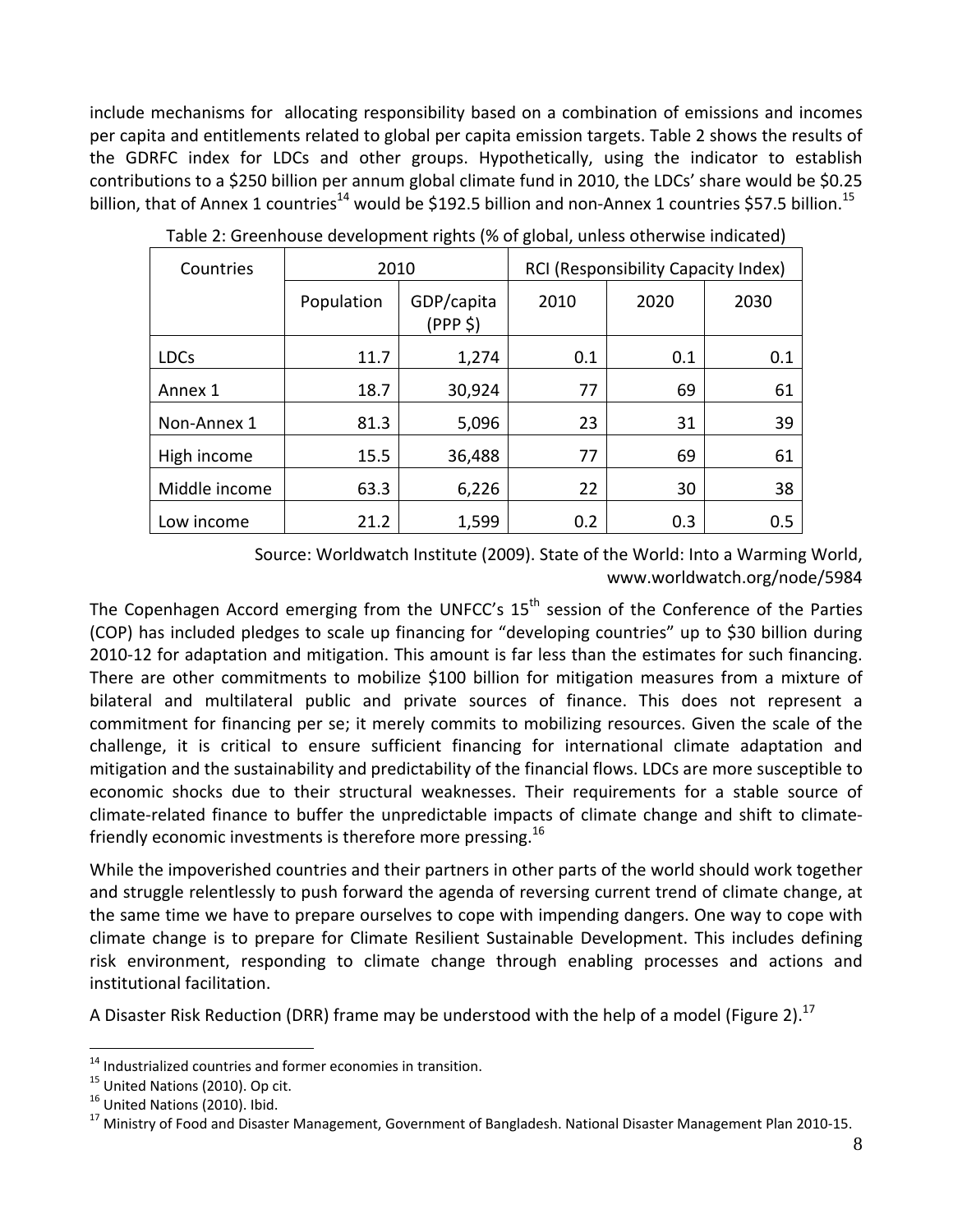include mechanisms for allocating responsibility based on a combination of emissions and incomes per capita and entitlements related to global per capita emission targets. Table 2 shows the results of the GDRFC index for LDCs and other groups. Hypothetically, using the indicator to establish contributions to a $250 billion per annum global climate fund in 2010, the LDCs' share would be $0.25 billion, that of Annex 1 countries[14] would be $192.5 billion and non-Annex 1 countries $57.5 billion.[15]

Table 2: Greenhouse development rights (% of global, unless otherwise indicated)

| Countries | 2010 | | RCI (Responsibility Capacity Index) | | |
|---|---|---|---|---|---|
| | Population | GDP/capita (PPP $) | 2010 | 2020 | 2030 |
| LDCs | 11.7 | 1,274 | 0.1 | 0.1 | 0.1 |
| Annex 1 | 18.7 | 30,924 | 77 | 69 | 61 |
| Non-Annex 1 | 81.3 | 5,096 | 23 | 31 | 39 |
| High income | 15.5 | 36,488 | 77 | 69 | 61 |
| Middle income | 63.3 | 6,226 | 22 | 30 | 38 |
| Low income | 21.2 | 1,599 | 0.2 | 0.3 | 0.5 |

Source: Worldwatch Institute (2009). State of the World: Into a Warming World, www.worldwatch.org/node/5984

The Copenhagen Accord emerging from the UNFCC's 15th session of the Conference of the Parties (COP) has included pledges to scale up financing for "developing countries" up to $30 billion during 2010-12 for adaptation and mitigation. This amount is far less than the estimates for such financing. There are other commitments to mobilize $100 billion for mitigation measures from a mixture of bilateral and multilateral public and private sources of finance. This does not represent a commitment for financing per se; it merely commits to mobilizing resources. Given the scale of the challenge, it is critical to ensure sufficient financing for international climate adaptation and mitigation and the sustainability and predictability of the financial flows. LDCs are more susceptible to economic shocks due to their structural weaknesses. Their requirements for a stable source of climate-related finance to buffer the unpredictable impacts of climate change and shift to climate-friendly economic investments is therefore more pressing.[16]

While the impoverished countries and their partners in other parts of the world should work together and struggle relentlessly to push forward the agenda of reversing current trend of climate change, at the same time we have to prepare ourselves to cope with impending dangers. One way to cope with climate change is to prepare for Climate Resilient Sustainable Development. This includes defining risk environment, responding to climate change through enabling processes and actions and institutional facilitation.

A Disaster Risk Reduction (DRR) frame may be understood with the help of a model (Figure 2).[17]

---

[14] Industrialized countries and former economies in transition.

[15] United Nations (2010). Op cit.

[16] United Nations (2010). Ibid.

[17] Ministry of Food and Disaster Management, Government of Bangladesh. National Disaster Management Plan 2010-15.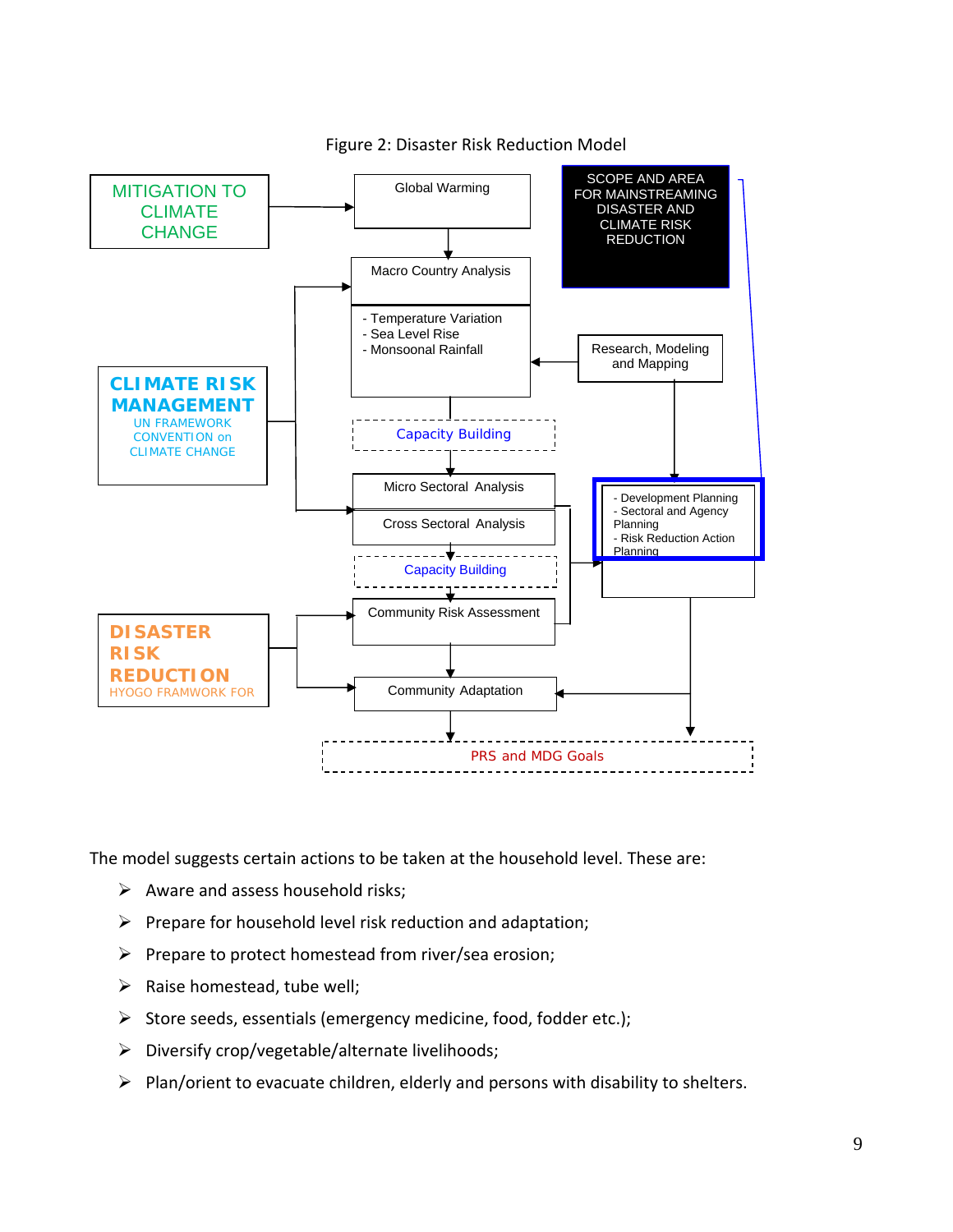Figure 2: Disaster Risk Reduction Model

MITIGATION TO CLIMATE CHANGE

Global Warming

SCOPE AND AREA FOR MAINSTREAMING DISASTER AND CLIMATE RISK REDUCTION

Macro Country Analysis

- Temperature Variation
- Sea Level Rise
- Monsoonal Rainfall

Research, Modeling and Mapping

CLIMATE RISK MANAGEMENT
UN FRAMEWORK CONVENTION on CLIMATE CHANGE

Capacity Building

Micro Sectoral Analysis

Cross Sectoral Analysis

- Development Planning
- Sectoral and Agency Planning
- Risk Reduction Action Planning

Capacity Building

Community Risk Assessment

DISASTER RISK REDUCTION
HYOGO FRAMWORK FOR

Community Adaptation

PRS and MDG Goals

The model suggests certain actions to be taken at the household level. These are:

- Aware and assess household risks;
- Prepare for household level risk reduction and adaptation;
- Prepare to protect homestead from river/sea erosion;
- Raise homestead, tube well;
- Store seeds, essentials (emergency medicine, food, fodder etc.);
- Diversify crop/vegetable/alternate livelihoods;
- Plan/orient to evacuate children, elderly and persons with disability to shelters.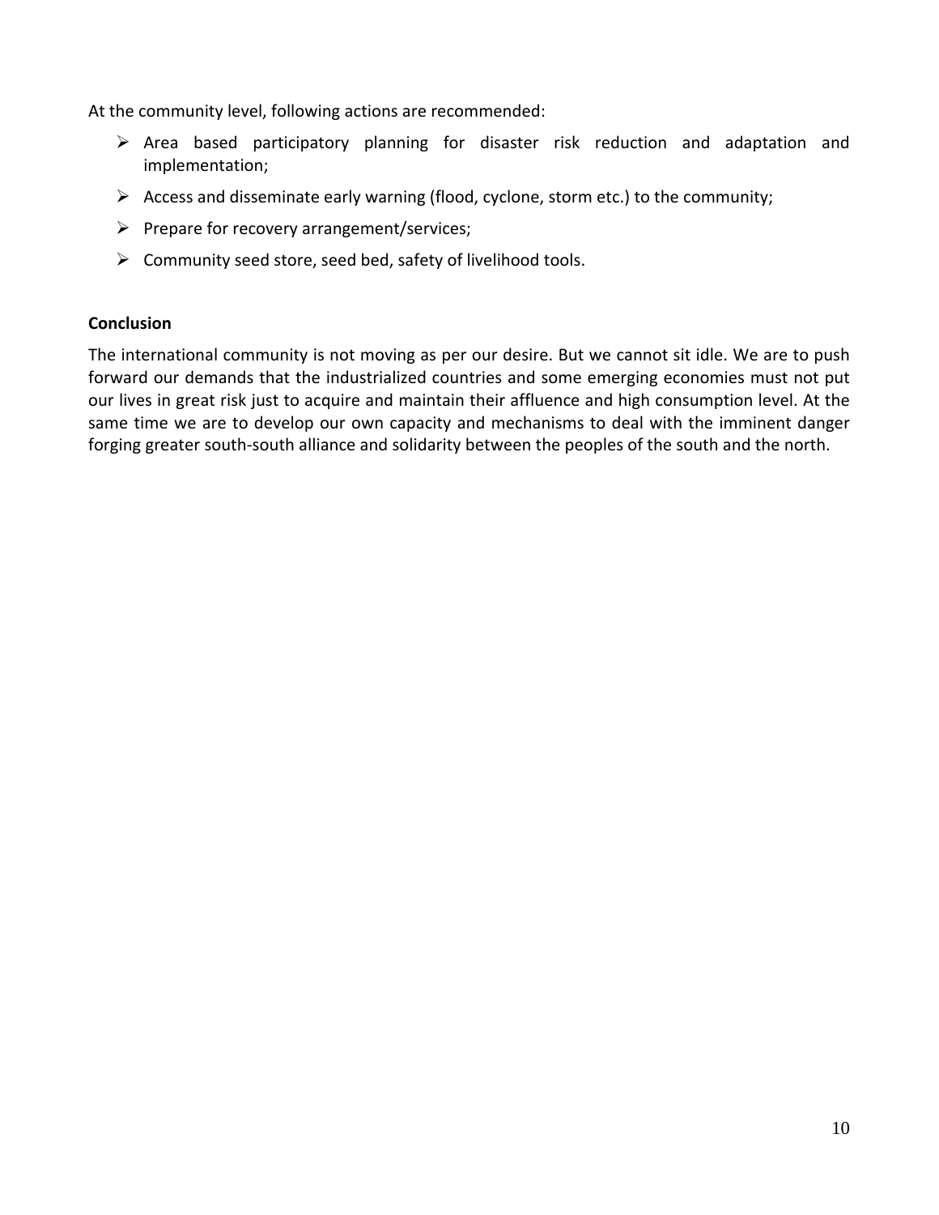At the community level, following actions are recommended:

- Area based participatory planning for disaster risk reduction and adaptation and implementation;
- Access and disseminate early warning (flood, cyclone, storm etc.) to the community;
- Prepare for recovery arrangement/services;
- Community seed store, seed bed, safety of livelihood tools.

**Conclusion**

The international community is not moving as per our desire. But we cannot sit idle. We are to push forward our demands that the industrialized countries and some emerging economies must not put our lives in great risk just to acquire and maintain their affluence and high consumption level. At the same time we are to develop our own capacity and mechanisms to deal with the imminent danger forging greater south-south alliance and solidarity between the peoples of the south and the north.